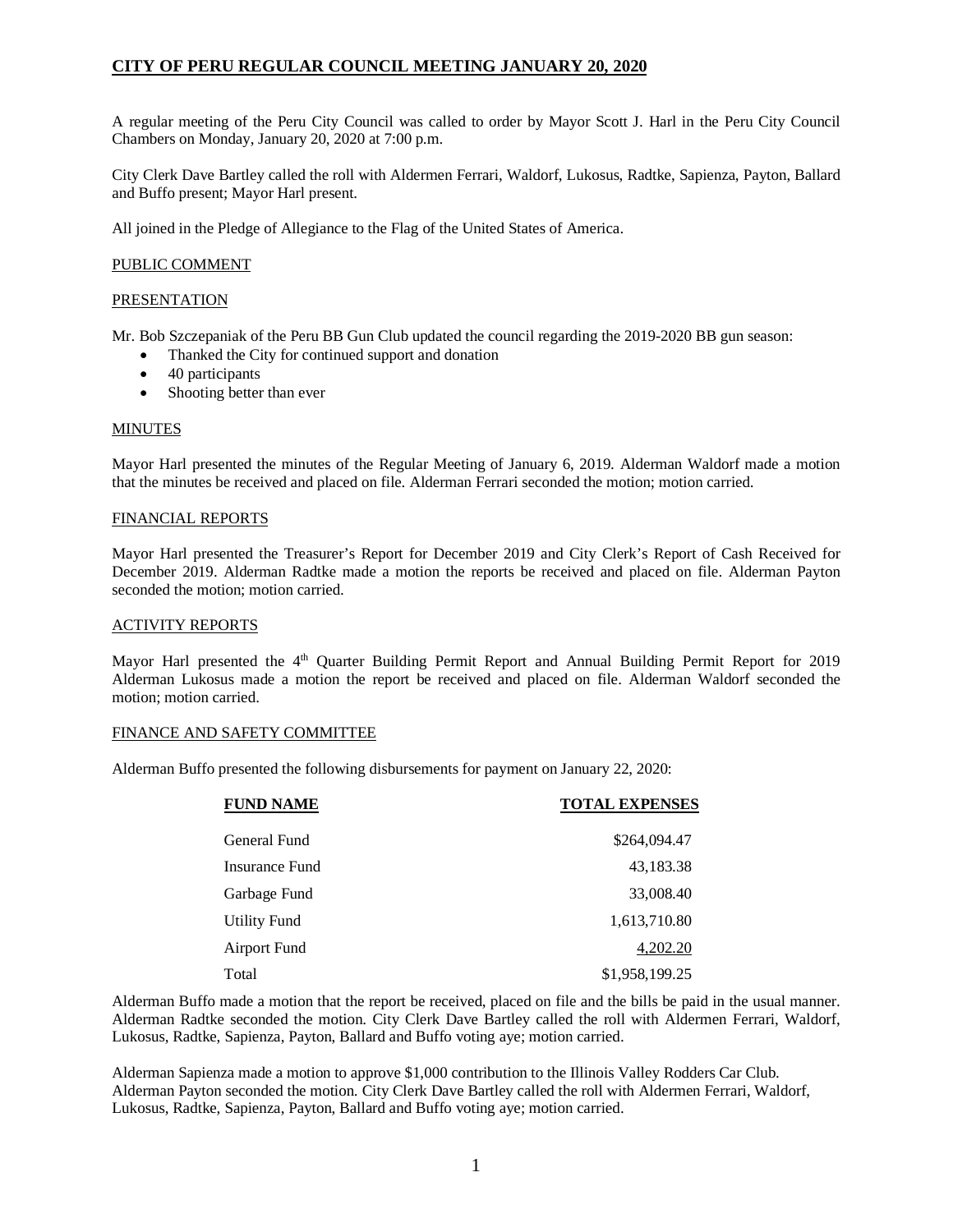# CITY OF PERU REGULAR COUNCIL MEETING JANUARY 20, 2020

A regular meeting of the Peru City Council was called to order by Mayor Scott J. Harl in the Peru City Council Chambers on Monday, January 20, 2020 at 7:00 p.m.

City Clerk Dave Bartley called the roll with Aldermen Ferrari, Waldorf, Lukosus, Radtke, Sapienza, Payton, Ballard and Buffo present; Mayor Harl present.

All joined in the Pledge of Allegiance to the Flag of the United States of America.

## PUBLIC COMMENT

## PRESENTATION

Mr. Bob Szczepaniak of the Peru BB Gun Club updated the council regarding the 2019-2020 BB gun season:

- Thanked the City for continued support and donation
- 40 participants
- Shooting better than ever

## MINUTES

Mayor Harl presented the minutes of the Regular Meeting of January 6, 2019. Alderman Waldorf made a motion that the minutes be received and placed on file. Alderman Ferrari seconded the motion; motion carried.

## FINANCIAL REPORTS

Mayor Harl presented the Treasurer's Report for December 2019 and City Clerk's Report of Cash Received for December 2019. Alderman Radtke made a motion the reports be received and placed on file. Alderman Payton seconded the motion; motion carried.

## ACTIVITY REPORTS

Mayor Harl presented the 4th Quarter Building Permit Report and Annual Building Permit Report for 2019 Alderman Lukosus made a motion the report be received and placed on file. Alderman Waldorf seconded the motion; motion carried.

## FINANCE AND SAFETY COMMITTEE

Alderman Buffo presented the following disbursements for payment on January 22, 2020:

| FUND NAME | TOTAL EXPENSES |
|---|---|
| General Fund | $264,094.47 |
| Insurance Fund | 43,183.38 |
| Garbage Fund | 33,008.40 |
| Utility Fund | 1,613,710.80 |
| Airport Fund | 4,202.20 |
| Total | $1,958,199.25 |

Alderman Buffo made a motion that the report be received, placed on file and the bills be paid in the usual manner. Alderman Radtke seconded the motion. City Clerk Dave Bartley called the roll with Aldermen Ferrari, Waldorf, Lukosus, Radtke, Sapienza, Payton, Ballard and Buffo voting aye; motion carried.

Alderman Sapienza made a motion to approve $1,000 contribution to the Illinois Valley Rodders Car Club. Alderman Payton seconded the motion. City Clerk Dave Bartley called the roll with Aldermen Ferrari, Waldorf, Lukosus, Radtke, Sapienza, Payton, Ballard and Buffo voting aye; motion carried.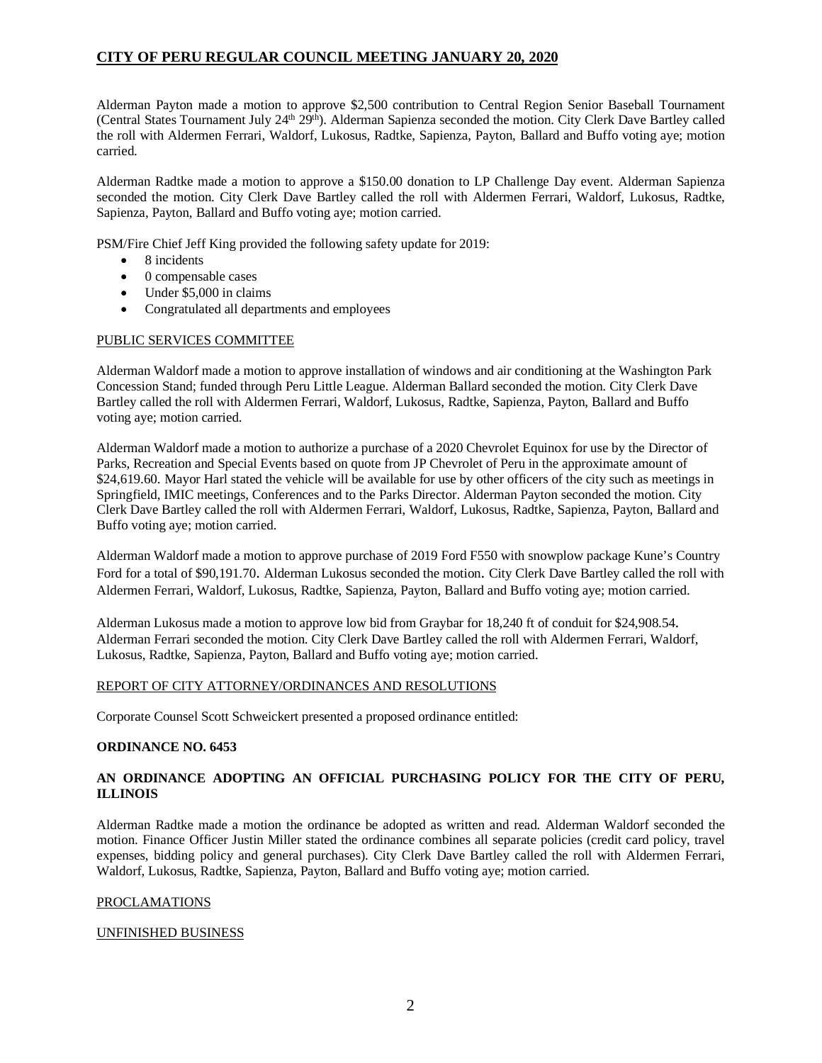Alderman Payton made a motion to approve $2,500 contribution to Central Region Senior Baseball Tournament (Central States Tournament July 24th 29th). Alderman Sapienza seconded the motion. City Clerk Dave Bartley called the roll with Aldermen Ferrari, Waldorf, Lukosus, Radtke, Sapienza, Payton, Ballard and Buffo voting aye; motion carried.

Alderman Radtke made a motion to approve a $150.00 donation to LP Challenge Day event. Alderman Sapienza seconded the motion. City Clerk Dave Bartley called the roll with Aldermen Ferrari, Waldorf, Lukosus, Radtke, Sapienza, Payton, Ballard and Buffo voting aye; motion carried.

PSM/Fire Chief Jeff King provided the following safety update for 2019:

- 8 incidents
- 0 compensable cases
- Under $5,000 in claims
- Congratulated all departments and employees

PUBLIC SERVICES COMMITTEE

Alderman Waldorf made a motion to approve installation of windows and air conditioning at the Washington Park Concession Stand; funded through Peru Little League. Alderman Ballard seconded the motion. City Clerk Dave Bartley called the roll with Aldermen Ferrari, Waldorf, Lukosus, Radtke, Sapienza, Payton, Ballard and Buffo voting aye; motion carried.

Alderman Waldorf made a motion to authorize a purchase of a 2020 Chevrolet Equinox for use by the Director of Parks, Recreation and Special Events based on quote from JP Chevrolet of Peru in the approximate amount of $24,619.60. Mayor Harl stated the vehicle will be available for use by other officers of the city such as meetings in Springfield, IMIC meetings, Conferences and to the Parks Director. Alderman Payton seconded the motion. City Clerk Dave Bartley called the roll with Aldermen Ferrari, Waldorf, Lukosus, Radtke, Sapienza, Payton, Ballard and Buffo voting aye; motion carried.

Alderman Waldorf made a motion to approve purchase of 2019 Ford F550 with snowplow package Kune's Country Ford for a total of $90,191.70. Alderman Lukosus seconded the motion. City Clerk Dave Bartley called the roll with Aldermen Ferrari, Waldorf, Lukosus, Radtke, Sapienza, Payton, Ballard and Buffo voting aye; motion carried.

Alderman Lukosus made a motion to approve low bid from Graybar for 18,240 ft of conduit for $24,908.54. Alderman Ferrari seconded the motion. City Clerk Dave Bartley called the roll with Aldermen Ferrari, Waldorf, Lukosus, Radtke, Sapienza, Payton, Ballard and Buffo voting aye; motion carried.

REPORT OF CITY ATTORNEY/ORDINANCES AND RESOLUTIONS

Corporate Counsel Scott Schweickert presented a proposed ordinance entitled:

**ORDINANCE NO. 6453**

**AN ORDINANCE ADOPTING AN OFFICIAL PURCHASING POLICY FOR THE CITY OF PERU, ILLINOIS**

Alderman Radtke made a motion the ordinance be adopted as written and read. Alderman Waldorf seconded the motion. Finance Officer Justin Miller stated the ordinance combines all separate policies (credit card policy, travel expenses, bidding policy and general purchases). City Clerk Dave Bartley called the roll with Aldermen Ferrari, Waldorf, Lukosus, Radtke, Sapienza, Payton, Ballard and Buffo voting aye; motion carried.

PROCLAMATIONS

UNFINISHED BUSINESS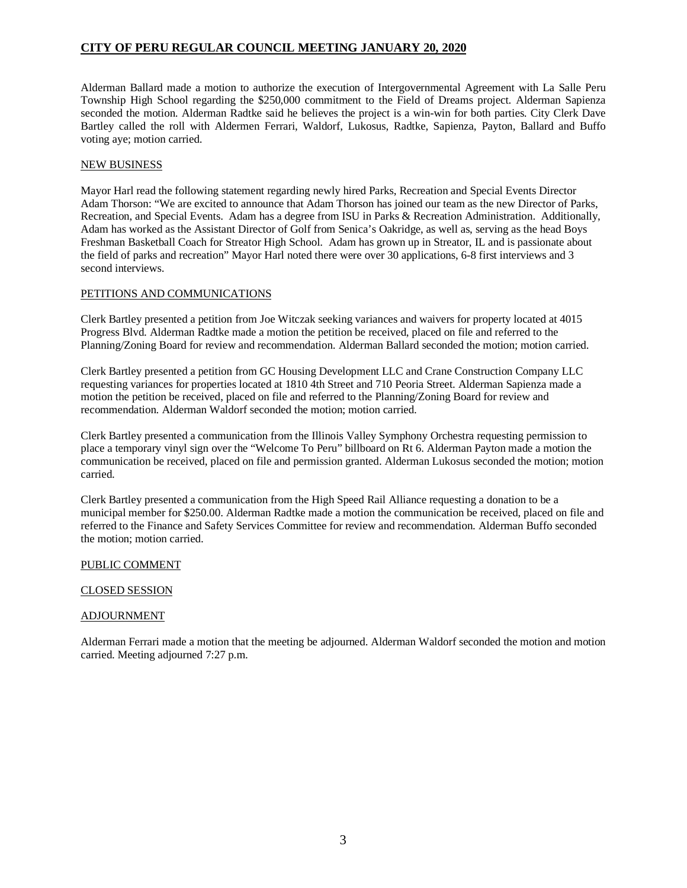Alderman Ballard made a motion to authorize the execution of Intergovernmental Agreement with La Salle Peru Township High School regarding the $250,000 commitment to the Field of Dreams project. Alderman Sapienza seconded the motion. Alderman Radtke said he believes the project is a win-win for both parties. City Clerk Dave Bartley called the roll with Aldermen Ferrari, Waldorf, Lukosus, Radtke, Sapienza, Payton, Ballard and Buffo voting aye; motion carried.

NEW BUSINESS

Mayor Harl read the following statement regarding newly hired Parks, Recreation and Special Events Director Adam Thorson: "We are excited to announce that Adam Thorson has joined our team as the new Director of Parks, Recreation, and Special Events. Adam has a degree from ISU in Parks & Recreation Administration. Additionally, Adam has worked as the Assistant Director of Golf from Senica's Oakridge, as well as, serving as the head Boys Freshman Basketball Coach for Streator High School. Adam has grown up in Streator, IL and is passionate about the field of parks and recreation" Mayor Harl noted there were over 30 applications, 6-8 first interviews and 3 second interviews.

PETITIONS AND COMMUNICATIONS

Clerk Bartley presented a petition from Joe Witczak seeking variances and waivers for property located at 4015 Progress Blvd. Alderman Radtke made a motion the petition be received, placed on file and referred to the Planning/Zoning Board for review and recommendation. Alderman Ballard seconded the motion; motion carried.

Clerk Bartley presented a petition from GC Housing Development LLC and Crane Construction Company LLC requesting variances for properties located at 1810 4th Street and 710 Peoria Street. Alderman Sapienza made a motion the petition be received, placed on file and referred to the Planning/Zoning Board for review and recommendation. Alderman Waldorf seconded the motion; motion carried.

Clerk Bartley presented a communication from the Illinois Valley Symphony Orchestra requesting permission to place a temporary vinyl sign over the "Welcome To Peru" billboard on Rt 6. Alderman Payton made a motion the communication be received, placed on file and permission granted. Alderman Lukosus seconded the motion; motion carried.

Clerk Bartley presented a communication from the High Speed Rail Alliance requesting a donation to be a municipal member for $250.00. Alderman Radtke made a motion the communication be received, placed on file and referred to the Finance and Safety Services Committee for review and recommendation. Alderman Buffo seconded the motion; motion carried.

PUBLIC COMMENT

CLOSED SESSION

ADJOURNMENT

Alderman Ferrari made a motion that the meeting be adjourned. Alderman Waldorf seconded the motion and motion carried. Meeting adjourned 7:27 p.m.